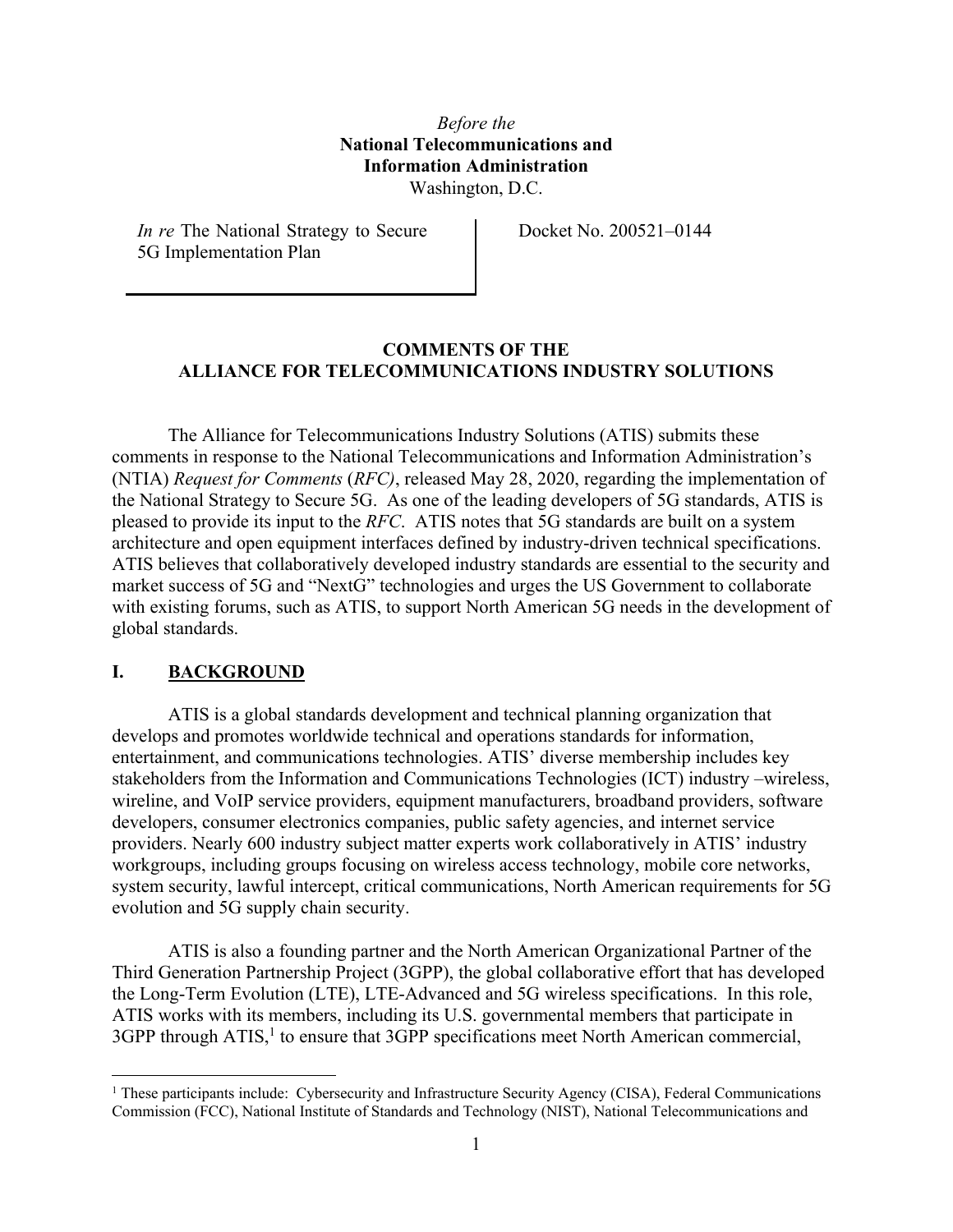*Before the*
**National Telecommunications and Information Administration**
Washington, D.C.

*In re* The National Strategy to Secure 5G Implementation Plan

Docket No. 200521–0144

**COMMENTS OF THE ALLIANCE FOR TELECOMMUNICATIONS INDUSTRY SOLUTIONS**

The Alliance for Telecommunications Industry Solutions (ATIS) submits these comments in response to the National Telecommunications and Information Administration's (NTIA) *Request for Comments* (*RFC)*, released May 28, 2020, regarding the implementation of the National Strategy to Secure 5G. As one of the leading developers of 5G standards, ATIS is pleased to provide its input to the *RFC*. ATIS notes that 5G standards are built on a system architecture and open equipment interfaces defined by industry-driven technical specifications. ATIS believes that collaboratively developed industry standards are essential to the security and market success of 5G and "NextG" technologies and urges the US Government to collaborate with existing forums, such as ATIS, to support North American 5G needs in the development of global standards.

## I. <u>BACKGROUND</u>

ATIS is a global standards development and technical planning organization that develops and promotes worldwide technical and operations standards for information, entertainment, and communications technologies. ATIS' diverse membership includes key stakeholders from the Information and Communications Technologies (ICT) industry –wireless, wireline, and VoIP service providers, equipment manufacturers, broadband providers, software developers, consumer electronics companies, public safety agencies, and internet service providers. Nearly 600 industry subject matter experts work collaboratively in ATIS' industry workgroups, including groups focusing on wireless access technology, mobile core networks, system security, lawful intercept, critical communications, North American requirements for 5G evolution and 5G supply chain security.

ATIS is also a founding partner and the North American Organizational Partner of the Third Generation Partnership Project (3GPP), the global collaborative effort that has developed the Long-Term Evolution (LTE), LTE-Advanced and 5G wireless specifications. In this role, ATIS works with its members, including its U.S. governmental members that participate in 3GPP through ATIS,[1] to ensure that 3GPP specifications meet North American commercial,

[1] These participants include: Cybersecurity and Infrastructure Security Agency (CISA), Federal Communications Commission (FCC), National Institute of Standards and Technology (NIST), National Telecommunications and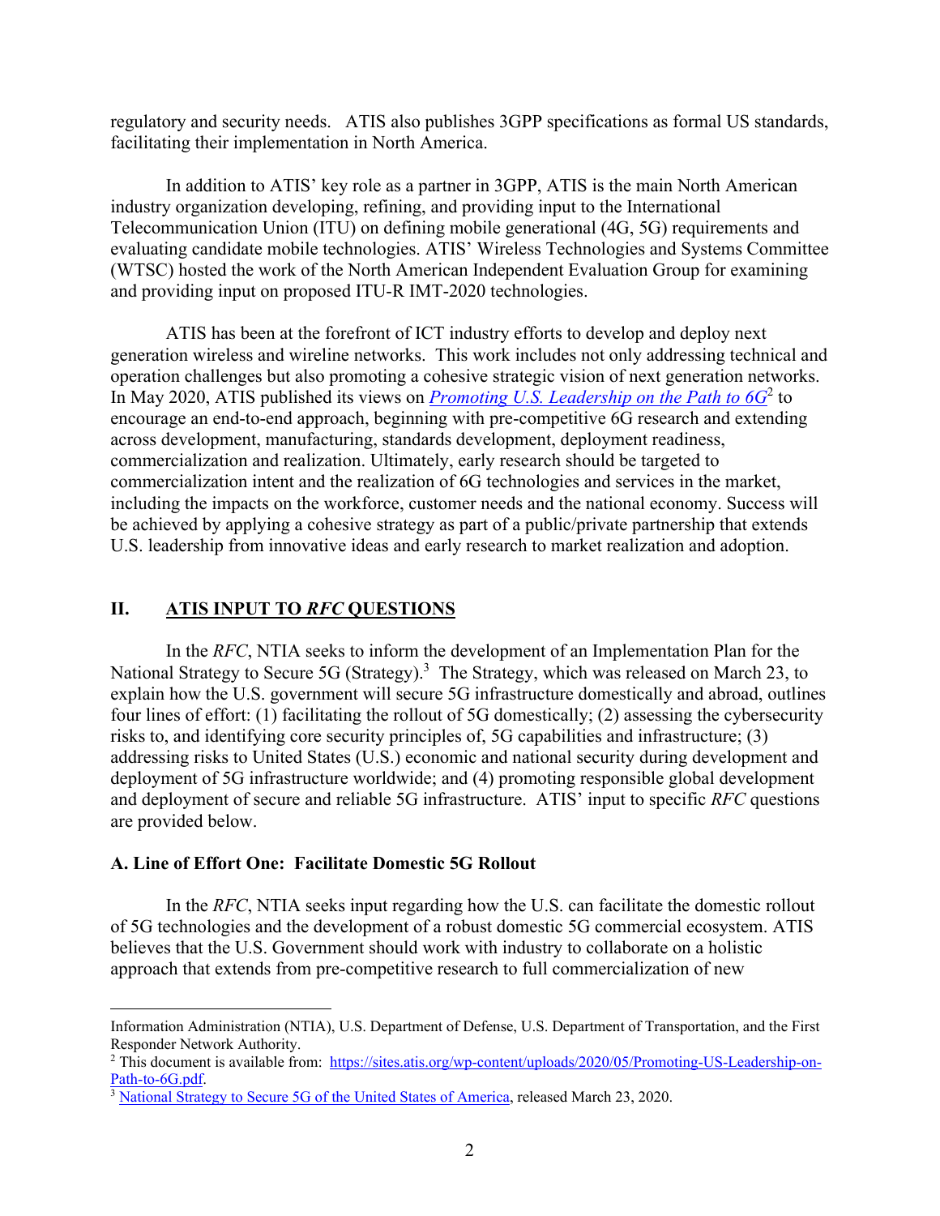regulatory and security needs. ATIS also publishes 3GPP specifications as formal US standards, facilitating their implementation in North America.

In addition to ATIS' key role as a partner in 3GPP, ATIS is the main North American industry organization developing, refining, and providing input to the International Telecommunication Union (ITU) on defining mobile generational (4G, 5G) requirements and evaluating candidate mobile technologies. ATIS' Wireless Technologies and Systems Committee (WTSC) hosted the work of the North American Independent Evaluation Group for examining and providing input on proposed ITU-R IMT-2020 technologies.

ATIS has been at the forefront of ICT industry efforts to develop and deploy next generation wireless and wireline networks. This work includes not only addressing technical and operation challenges but also promoting a cohesive strategic vision of next generation networks. In May 2020, ATIS published its views on [*Promoting U.S. Leadership on the Path to 6G*](https://sites.atis.org/wp-content/uploads/2020/05/Promoting-US-Leadership-on-Path-to-6G.pdf)[2] to encourage an end-to-end approach, beginning with pre-competitive 6G research and extending across development, manufacturing, standards development, deployment readiness, commercialization and realization. Ultimately, early research should be targeted to commercialization intent and the realization of 6G technologies and services in the market, including the impacts on the workforce, customer needs and the national economy. Success will be achieved by applying a cohesive strategy as part of a public/private partnership that extends U.S. leadership from innovative ideas and early research to market realization and adoption.

## II. ATIS INPUT TO *RFC* QUESTIONS

In the *RFC*, NTIA seeks to inform the development of an Implementation Plan for the National Strategy to Secure 5G (Strategy).[3] The Strategy, which was released on March 23, to explain how the U.S. government will secure 5G infrastructure domestically and abroad, outlines four lines of effort: (1) facilitating the rollout of 5G domestically; (2) assessing the cybersecurity risks to, and identifying core security principles of, 5G capabilities and infrastructure; (3) addressing risks to United States (U.S.) economic and national security during development and deployment of 5G infrastructure worldwide; and (4) promoting responsible global development and deployment of secure and reliable 5G infrastructure. ATIS' input to specific *RFC* questions are provided below.

### A. Line of Effort One: Facilitate Domestic 5G Rollout

In the *RFC*, NTIA seeks input regarding how the U.S. can facilitate the domestic rollout of 5G technologies and the development of a robust domestic 5G commercial ecosystem. ATIS believes that the U.S. Government should work with industry to collaborate on a holistic approach that extends from pre-competitive research to full commercialization of new

---

Information Administration (NTIA), U.S. Department of Defense, U.S. Department of Transportation, and the First Responder Network Authority.

[2] This document is available from: https://sites.atis.org/wp-content/uploads/2020/05/Promoting-US-Leadership-on-Path-to-6G.pdf.

[3] National Strategy to Secure 5G of the United States of America, released March 23, 2020.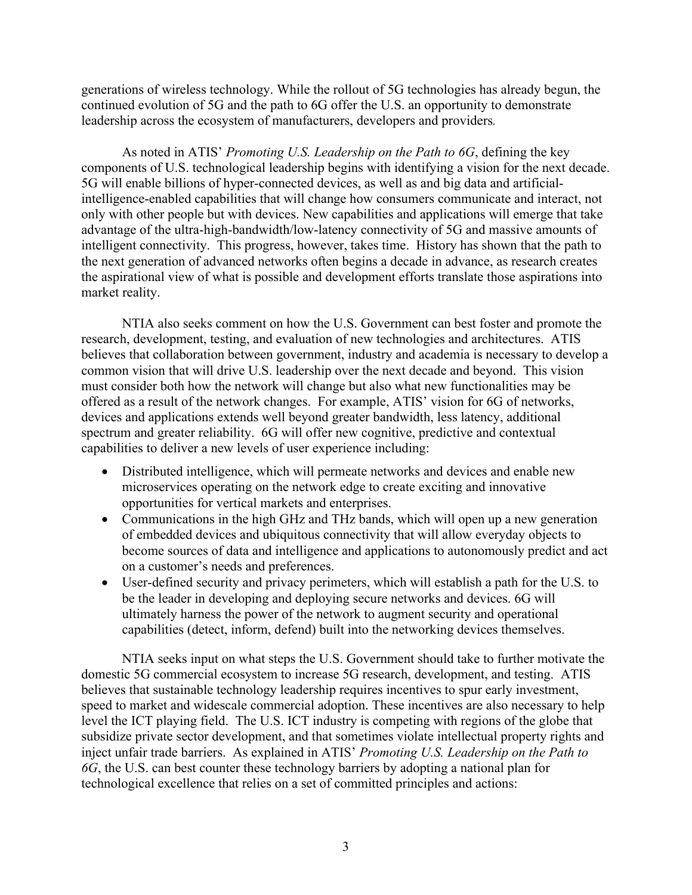generations of wireless technology. While the rollout of 5G technologies has already begun, the continued evolution of 5G and the path to 6G offer the U.S. an opportunity to demonstrate leadership across the ecosystem of manufacturers, developers and providers.

As noted in ATIS' *Promoting U.S. Leadership on the Path to 6G*, defining the key components of U.S. technological leadership begins with identifying a vision for the next decade. 5G will enable billions of hyper-connected devices, as well as and big data and artificial-intelligence-enabled capabilities that will change how consumers communicate and interact, not only with other people but with devices. New capabilities and applications will emerge that take advantage of the ultra-high-bandwidth/low-latency connectivity of 5G and massive amounts of intelligent connectivity. This progress, however, takes time. History has shown that the path to the next generation of advanced networks often begins a decade in advance, as research creates the aspirational view of what is possible and development efforts translate those aspirations into market reality.

NTIA also seeks comment on how the U.S. Government can best foster and promote the research, development, testing, and evaluation of new technologies and architectures. ATIS believes that collaboration between government, industry and academia is necessary to develop a common vision that will drive U.S. leadership over the next decade and beyond. This vision must consider both how the network will change but also what new functionalities may be offered as a result of the network changes. For example, ATIS' vision for 6G of networks, devices and applications extends well beyond greater bandwidth, less latency, additional spectrum and greater reliability. 6G will offer new cognitive, predictive and contextual capabilities to deliver a new levels of user experience including:

- Distributed intelligence, which will permeate networks and devices and enable new microservices operating on the network edge to create exciting and innovative opportunities for vertical markets and enterprises.
- Communications in the high GHz and THz bands, which will open up a new generation of embedded devices and ubiquitous connectivity that will allow everyday objects to become sources of data and intelligence and applications to autonomously predict and act on a customer's needs and preferences.
- User-defined security and privacy perimeters, which will establish a path for the U.S. to be the leader in developing and deploying secure networks and devices. 6G will ultimately harness the power of the network to augment security and operational capabilities (detect, inform, defend) built into the networking devices themselves.

NTIA seeks input on what steps the U.S. Government should take to further motivate the domestic 5G commercial ecosystem to increase 5G research, development, and testing. ATIS believes that sustainable technology leadership requires incentives to spur early investment, speed to market and widescale commercial adoption. These incentives are also necessary to help level the ICT playing field. The U.S. ICT industry is competing with regions of the globe that subsidize private sector development, and that sometimes violate intellectual property rights and inject unfair trade barriers. As explained in ATIS' *Promoting U.S. Leadership on the Path to 6G*, the U.S. can best counter these technology barriers by adopting a national plan for technological excellence that relies on a set of committed principles and actions: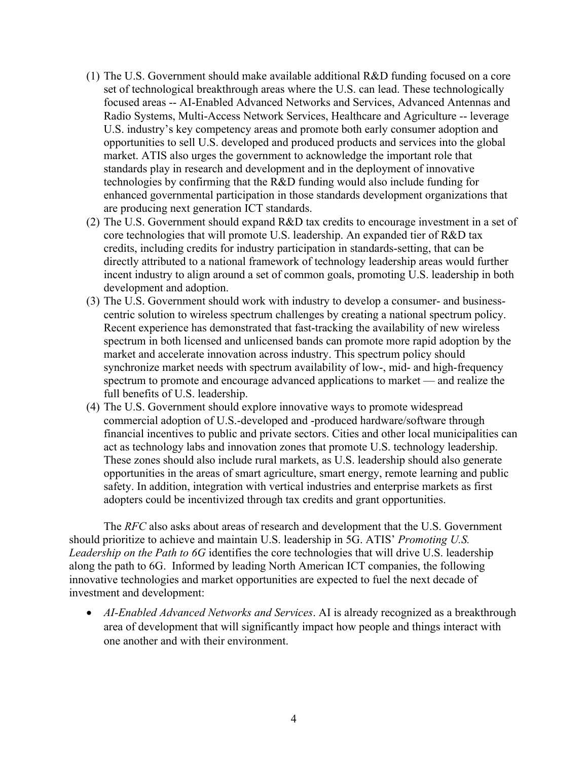(1) The U.S. Government should make available additional R&D funding focused on a core set of technological breakthrough areas where the U.S. can lead. These technologically focused areas -- AI-Enabled Advanced Networks and Services, Advanced Antennas and Radio Systems, Multi-Access Network Services, Healthcare and Agriculture -- leverage U.S. industry's key competency areas and promote both early consumer adoption and opportunities to sell U.S. developed and produced products and services into the global market. ATIS also urges the government to acknowledge the important role that standards play in research and development and in the deployment of innovative technologies by confirming that the R&D funding would also include funding for enhanced governmental participation in those standards development organizations that are producing next generation ICT standards.

(2) The U.S. Government should expand R&D tax credits to encourage investment in a set of core technologies that will promote U.S. leadership. An expanded tier of R&D tax credits, including credits for industry participation in standards-setting, that can be directly attributed to a national framework of technology leadership areas would further incent industry to align around a set of common goals, promoting U.S. leadership in both development and adoption.

(3) The U.S. Government should work with industry to develop a consumer- and business-centric solution to wireless spectrum challenges by creating a national spectrum policy. Recent experience has demonstrated that fast-tracking the availability of new wireless spectrum in both licensed and unlicensed bands can promote more rapid adoption by the market and accelerate innovation across industry. This spectrum policy should synchronize market needs with spectrum availability of low-, mid- and high-frequency spectrum to promote and encourage advanced applications to market — and realize the full benefits of U.S. leadership.

(4) The U.S. Government should explore innovative ways to promote widespread commercial adoption of U.S.-developed and -produced hardware/software through financial incentives to public and private sectors. Cities and other local municipalities can act as technology labs and innovation zones that promote U.S. technology leadership. These zones should also include rural markets, as U.S. leadership should also generate opportunities in the areas of smart agriculture, smart energy, remote learning and public safety. In addition, integration with vertical industries and enterprise markets as first adopters could be incentivized through tax credits and grant opportunities.

The *RFC* also asks about areas of research and development that the U.S. Government should prioritize to achieve and maintain U.S. leadership in 5G. ATIS' *Promoting U.S. Leadership on the Path to 6G* identifies the core technologies that will drive U.S. leadership along the path to 6G. Informed by leading North American ICT companies, the following innovative technologies and market opportunities are expected to fuel the next decade of investment and development:

- *AI-Enabled Advanced Networks and Services*. AI is already recognized as a breakthrough area of development that will significantly impact how people and things interact with one another and with their environment.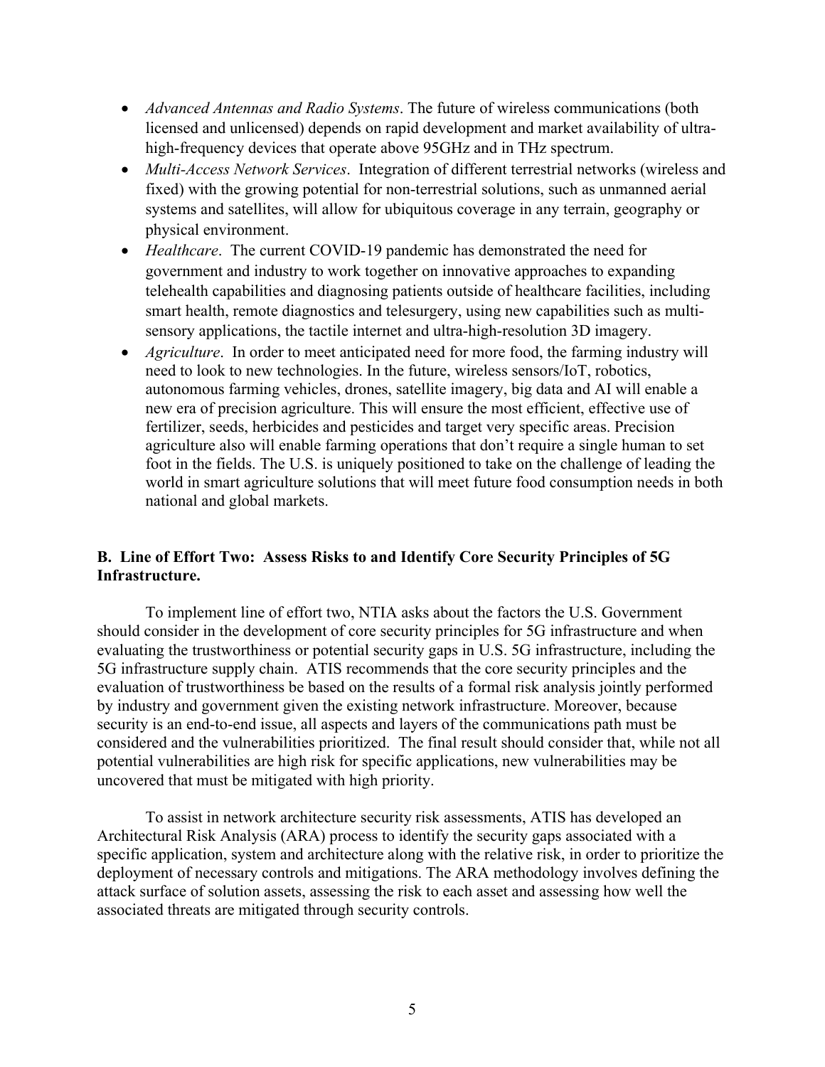- *Advanced Antennas and Radio Systems*. The future of wireless communications (both licensed and unlicensed) depends on rapid development and market availability of ultra-high-frequency devices that operate above 95GHz and in THz spectrum.
- *Multi-Access Network Services*. Integration of different terrestrial networks (wireless and fixed) with the growing potential for non-terrestrial solutions, such as unmanned aerial systems and satellites, will allow for ubiquitous coverage in any terrain, geography or physical environment.
- *Healthcare*. The current COVID-19 pandemic has demonstrated the need for government and industry to work together on innovative approaches to expanding telehealth capabilities and diagnosing patients outside of healthcare facilities, including smart health, remote diagnostics and telesurgery, using new capabilities such as multi-sensory applications, the tactile internet and ultra-high-resolution 3D imagery.
- *Agriculture*. In order to meet anticipated need for more food, the farming industry will need to look to new technologies. In the future, wireless sensors/IoT, robotics, autonomous farming vehicles, drones, satellite imagery, big data and AI will enable a new era of precision agriculture. This will ensure the most efficient, effective use of fertilizer, seeds, herbicides and pesticides and target very specific areas. Precision agriculture also will enable farming operations that don't require a single human to set foot in the fields. The U.S. is uniquely positioned to take on the challenge of leading the world in smart agriculture solutions that will meet future food consumption needs in both national and global markets.

### B. Line of Effort Two: Assess Risks to and Identify Core Security Principles of 5G Infrastructure.

To implement line of effort two, NTIA asks about the factors the U.S. Government should consider in the development of core security principles for 5G infrastructure and when evaluating the trustworthiness or potential security gaps in U.S. 5G infrastructure, including the 5G infrastructure supply chain. ATIS recommends that the core security principles and the evaluation of trustworthiness be based on the results of a formal risk analysis jointly performed by industry and government given the existing network infrastructure. Moreover, because security is an end-to-end issue, all aspects and layers of the communications path must be considered and the vulnerabilities prioritized. The final result should consider that, while not all potential vulnerabilities are high risk for specific applications, new vulnerabilities may be uncovered that must be mitigated with high priority.

To assist in network architecture security risk assessments, ATIS has developed an Architectural Risk Analysis (ARA) process to identify the security gaps associated with a specific application, system and architecture along with the relative risk, in order to prioritize the deployment of necessary controls and mitigations. The ARA methodology involves defining the attack surface of solution assets, assessing the risk to each asset and assessing how well the associated threats are mitigated through security controls.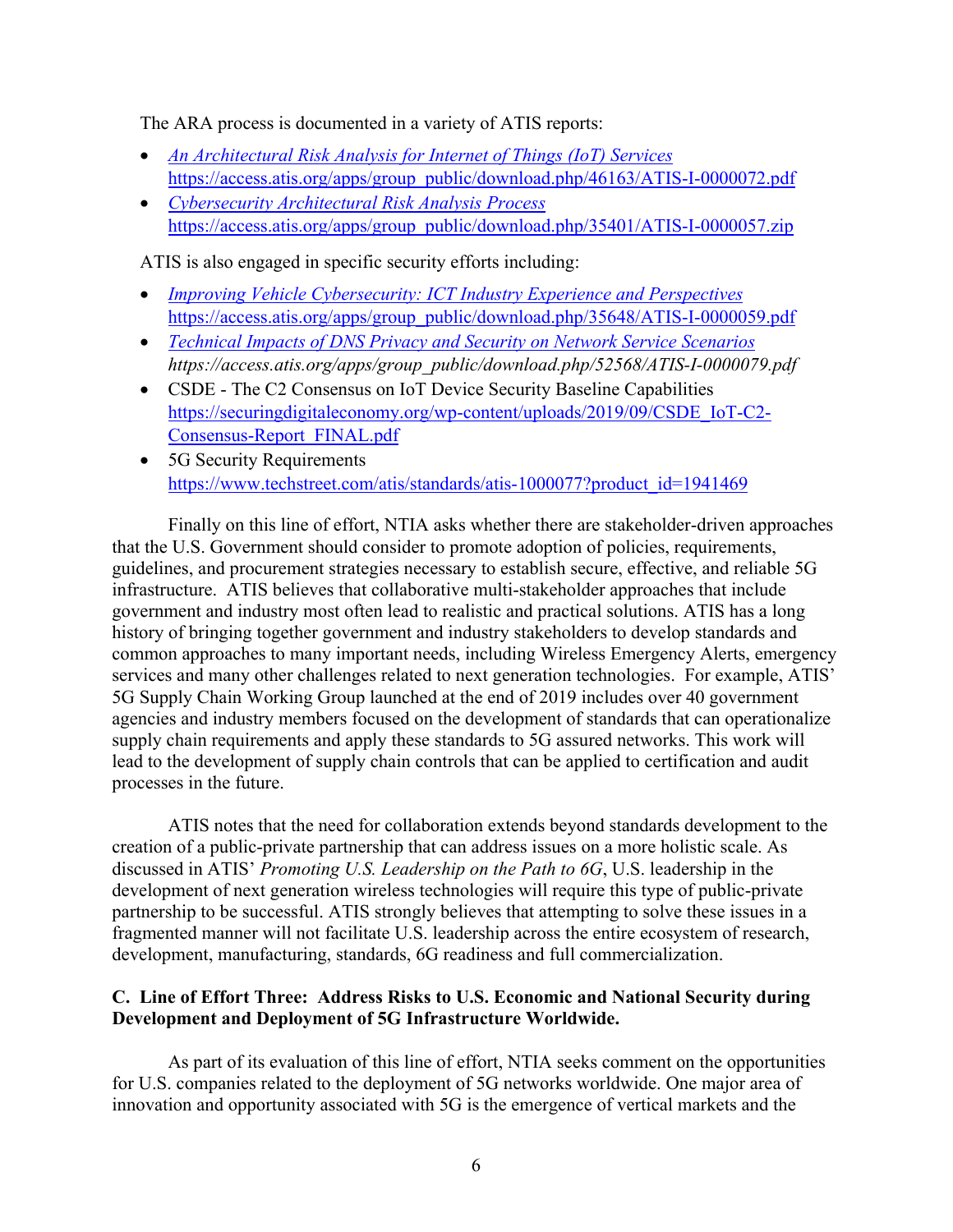The ARA process is documented in a variety of ATIS reports:

- *An Architectural Risk Analysis for Internet of Things (IoT) Services*
  https://access.atis.org/apps/group_public/download.php/46163/ATIS-I-0000072.pdf
- *Cybersecurity Architectural Risk Analysis Process*
  https://access.atis.org/apps/group_public/download.php/35401/ATIS-I-0000057.zip

ATIS is also engaged in specific security efforts including:

- *Improving Vehicle Cybersecurity: ICT Industry Experience and Perspectives*
  https://access.atis.org/apps/group_public/download.php/35648/ATIS-I-0000059.pdf
- *Technical Impacts of DNS Privacy and Security on Network Service Scenarios*
  *https://access.atis.org/apps/group_public/download.php/52568/ATIS-I-0000079.pdf*
- CSDE - The C2 Consensus on IoT Device Security Baseline Capabilities
  https://securingdigitaleconomy.org/wp-content/uploads/2019/09/CSDE_IoT-C2-Consensus-Report_FINAL.pdf
- 5G Security Requirements
  https://www.techstreet.com/atis/standards/atis-1000077?product_id=1941469

Finally on this line of effort, NTIA asks whether there are stakeholder-driven approaches that the U.S. Government should consider to promote adoption of policies, requirements, guidelines, and procurement strategies necessary to establish secure, effective, and reliable 5G infrastructure. ATIS believes that collaborative multi-stakeholder approaches that include government and industry most often lead to realistic and practical solutions. ATIS has a long history of bringing together government and industry stakeholders to develop standards and common approaches to many important needs, including Wireless Emergency Alerts, emergency services and many other challenges related to next generation technologies. For example, ATIS' 5G Supply Chain Working Group launched at the end of 2019 includes over 40 government agencies and industry members focused on the development of standards that can operationalize supply chain requirements and apply these standards to 5G assured networks. This work will lead to the development of supply chain controls that can be applied to certification and audit processes in the future.

ATIS notes that the need for collaboration extends beyond standards development to the creation of a public-private partnership that can address issues on a more holistic scale. As discussed in ATIS' *Promoting U.S. Leadership on the Path to 6G*, U.S. leadership in the development of next generation wireless technologies will require this type of public-private partnership to be successful. ATIS strongly believes that attempting to solve these issues in a fragmented manner will not facilitate U.S. leadership across the entire ecosystem of research, development, manufacturing, standards, 6G readiness and full commercialization.

### C. Line of Effort Three: Address Risks to U.S. Economic and National Security during Development and Deployment of 5G Infrastructure Worldwide.

As part of its evaluation of this line of effort, NTIA seeks comment on the opportunities for U.S. companies related to the deployment of 5G networks worldwide. One major area of innovation and opportunity associated with 5G is the emergence of vertical markets and the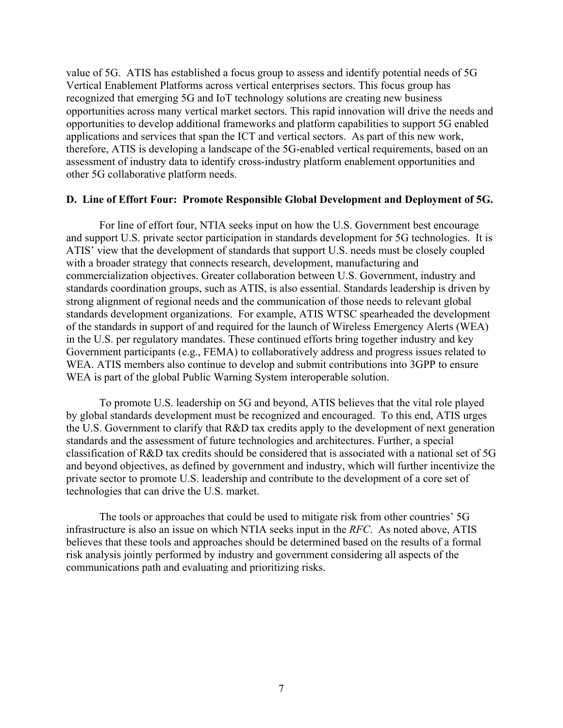value of 5G. ATIS has established a focus group to assess and identify potential needs of 5G Vertical Enablement Platforms across vertical enterprises sectors. This focus group has recognized that emerging 5G and IoT technology solutions are creating new business opportunities across many vertical market sectors. This rapid innovation will drive the needs and opportunities to develop additional frameworks and platform capabilities to support 5G enabled applications and services that span the ICT and vertical sectors. As part of this new work, therefore, ATIS is developing a landscape of the 5G-enabled vertical requirements, based on an assessment of industry data to identify cross-industry platform enablement opportunities and other 5G collaborative platform needs.

### D. Line of Effort Four: Promote Responsible Global Development and Deployment of 5G.

For line of effort four, NTIA seeks input on how the U.S. Government best encourage and support U.S. private sector participation in standards development for 5G technologies. It is ATIS' view that the development of standards that support U.S. needs must be closely coupled with a broader strategy that connects research, development, manufacturing and commercialization objectives. Greater collaboration between U.S. Government, industry and standards coordination groups, such as ATIS, is also essential. Standards leadership is driven by strong alignment of regional needs and the communication of those needs to relevant global standards development organizations. For example, ATIS WTSC spearheaded the development of the standards in support of and required for the launch of Wireless Emergency Alerts (WEA) in the U.S. per regulatory mandates. These continued efforts bring together industry and key Government participants (e.g., FEMA) to collaboratively address and progress issues related to WEA. ATIS members also continue to develop and submit contributions into 3GPP to ensure WEA is part of the global Public Warning System interoperable solution.

To promote U.S. leadership on 5G and beyond, ATIS believes that the vital role played by global standards development must be recognized and encouraged. To this end, ATIS urges the U.S. Government to clarify that R&D tax credits apply to the development of next generation standards and the assessment of future technologies and architectures. Further, a special classification of R&D tax credits should be considered that is associated with a national set of 5G and beyond objectives, as defined by government and industry, which will further incentivize the private sector to promote U.S. leadership and contribute to the development of a core set of technologies that can drive the U.S. market.

The tools or approaches that could be used to mitigate risk from other countries' 5G infrastructure is also an issue on which NTIA seeks input in the *RFC*. As noted above, ATIS believes that these tools and approaches should be determined based on the results of a formal risk analysis jointly performed by industry and government considering all aspects of the communications path and evaluating and prioritizing risks.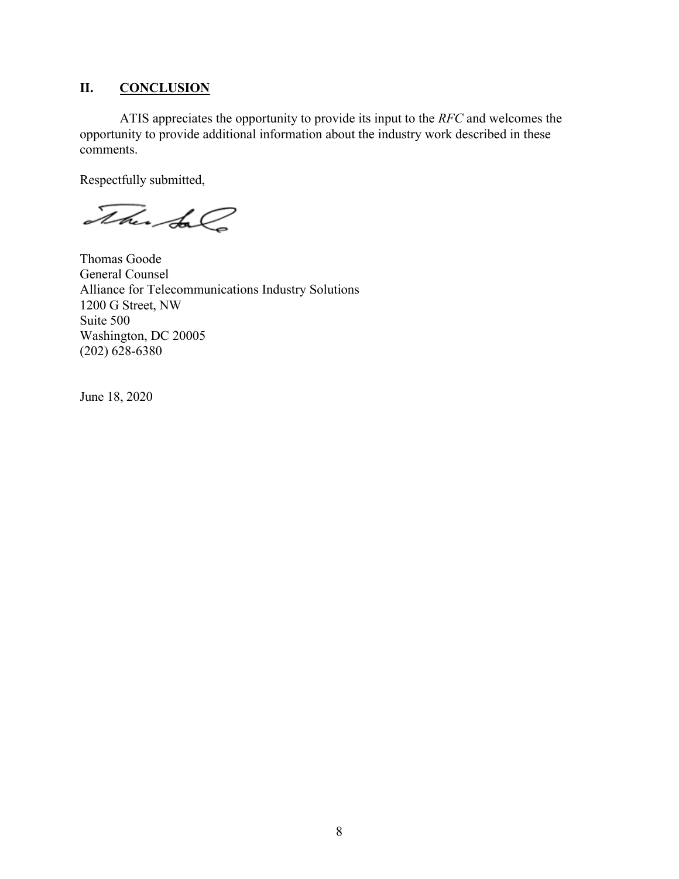## II. <u>CONCLUSION</u>

ATIS appreciates the opportunity to provide its input to the *RFC* and welcomes the opportunity to provide additional information about the industry work described in these comments.

Respectfully submitted,

Thomas Goode
General Counsel
Alliance for Telecommunications Industry Solutions
1200 G Street, NW
Suite 500
Washington, DC 20005
(202) 628-6380

June 18, 2020